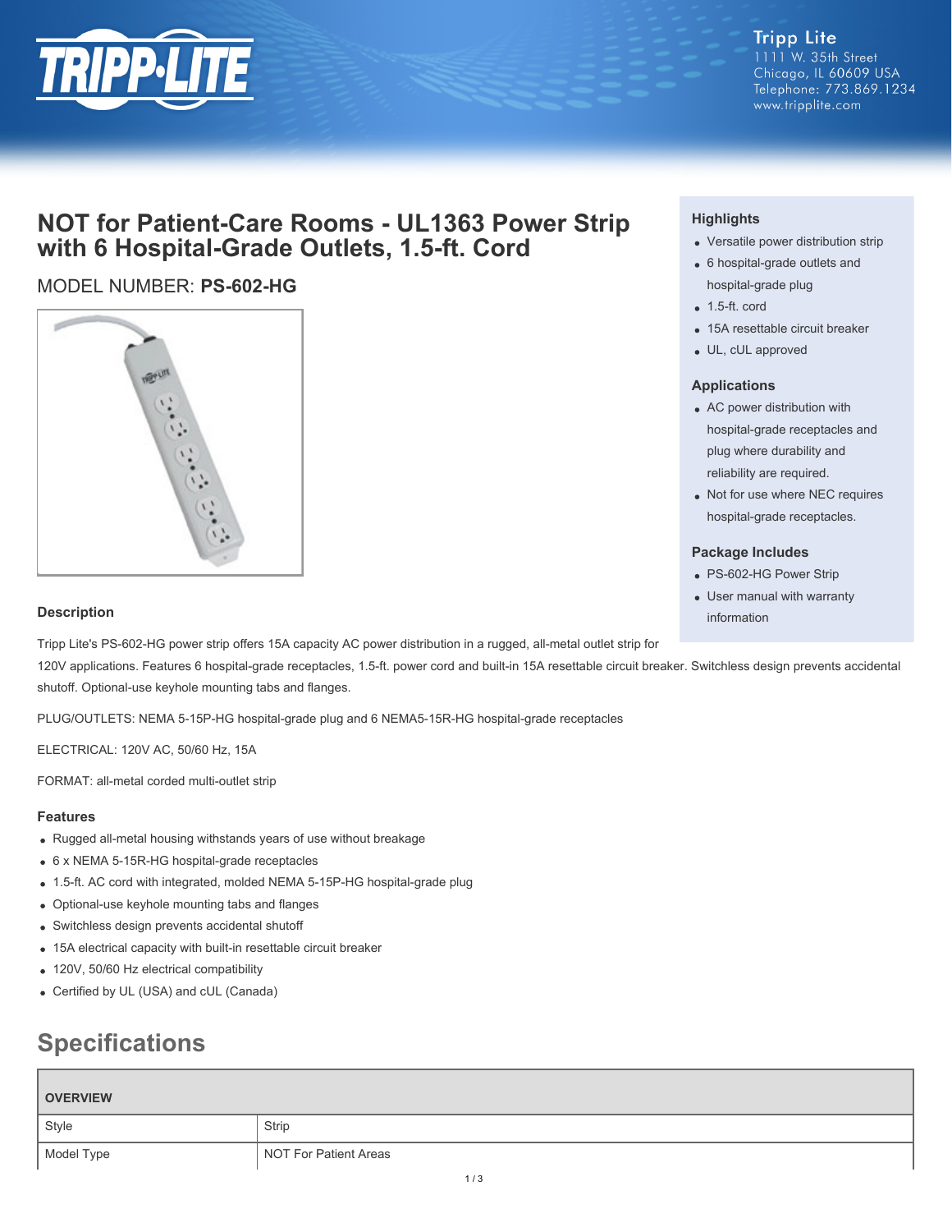Tripp Lite
1111 W. 35th Street
Chicago, IL 60609 USA
Telephone: 773.869.1234
www.tripplite.com

# NOT for Patient-Care Rooms - UL1363 Power Strip with 6 Hospital-Grade Outlets, 1.5-ft. Cord

MODEL NUMBER: **PS-602-HG**

### Highlights

- Versatile power distribution strip
- 6 hospital-grade outlets and hospital-grade plug
- 1.5-ft. cord
- 15A resettable circuit breaker
- UL, cUL approved

### Applications

- AC power distribution with hospital-grade receptacles and plug where durability and reliability are required.
- Not for use where NEC requires hospital-grade receptacles.

### Package Includes

- PS-602-HG Power Strip
- User manual with warranty information

### Description

Tripp Lite's PS-602-HG power strip offers 15A capacity AC power distribution in a rugged, all-metal outlet strip for 120V applications. Features 6 hospital-grade receptacles, 1.5-ft. power cord and built-in 15A resettable circuit breaker. Switchless design prevents accidental shutoff. Optional-use keyhole mounting tabs and flanges.

PLUG/OUTLETS: NEMA 5-15P-HG hospital-grade plug and 6 NEMA5-15R-HG hospital-grade receptacles

ELECTRICAL: 120V AC, 50/60 Hz, 15A

FORMAT: all-metal corded multi-outlet strip

### Features

- Rugged all-metal housing withstands years of use without breakage
- 6 x NEMA 5-15R-HG hospital-grade receptacles
- 1.5-ft. AC cord with integrated, molded NEMA 5-15P-HG hospital-grade plug
- Optional-use keyhole mounting tabs and flanges
- Switchless design prevents accidental shutoff
- 15A electrical capacity with built-in resettable circuit breaker
- 120V, 50/60 Hz electrical compatibility
- Certified by UL (USA) and cUL (Canada)

## Specifications

| OVERVIEW | |
|---|---|
| Style | Strip |
| Model Type | NOT For Patient Areas |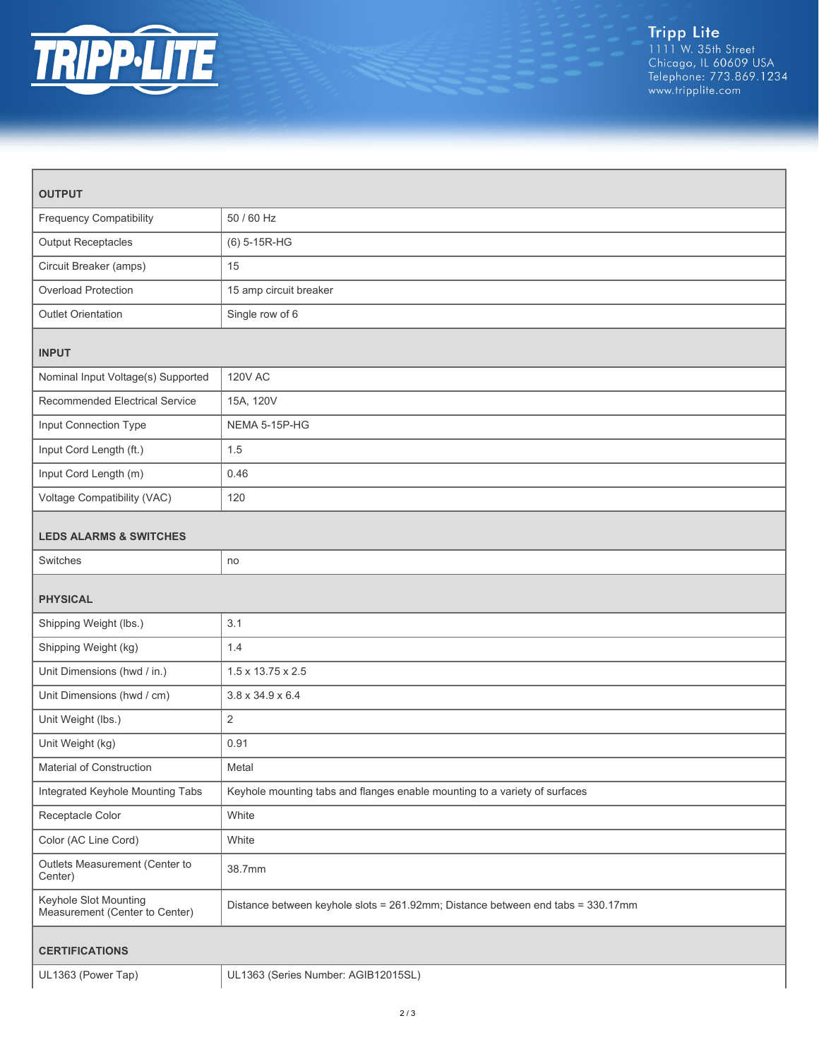| OUTPUT | |
|---|---|
| Frequency Compatibility | 50 / 60 Hz |
| Output Receptacles | (6) 5-15R-HG |
| Circuit Breaker (amps) | 15 |
| Overload Protection | 15 amp circuit breaker |
| Outlet Orientation | Single row of 6 |

| INPUT | |
|---|---|
| Nominal Input Voltage(s) Supported | 120V AC |
| Recommended Electrical Service | 15A, 120V |
| Input Connection Type | NEMA 5-15P-HG |
| Input Cord Length (ft.) | 1.5 |
| Input Cord Length (m) | 0.46 |
| Voltage Compatibility (VAC) | 120 |

| LEDS ALARMS & SWITCHES | |
|---|---|
| Switches | no |

| PHYSICAL | |
|---|---|
| Shipping Weight (lbs.) | 3.1 |
| Shipping Weight (kg) | 1.4 |
| Unit Dimensions (hwd / in.) | 1.5 x 13.75 x 2.5 |
| Unit Dimensions (hwd / cm) | 3.8 x 34.9 x 6.4 |
| Unit Weight (lbs.) | 2 |
| Unit Weight (kg) | 0.91 |
| Material of Construction | Metal |
| Integrated Keyhole Mounting Tabs | Keyhole mounting tabs and flanges enable mounting to a variety of surfaces |
| Receptacle Color | White |
| Color (AC Line Cord) | White |
| Outlets Measurement (Center to Center) | 38.7mm |
| Keyhole Slot Mounting Measurement (Center to Center) | Distance between keyhole slots = 261.92mm; Distance between end tabs = 330.17mm |

| CERTIFICATIONS | |
|---|---|
| UL1363 (Power Tap) | UL1363 (Series Number: AGIB12015SL) |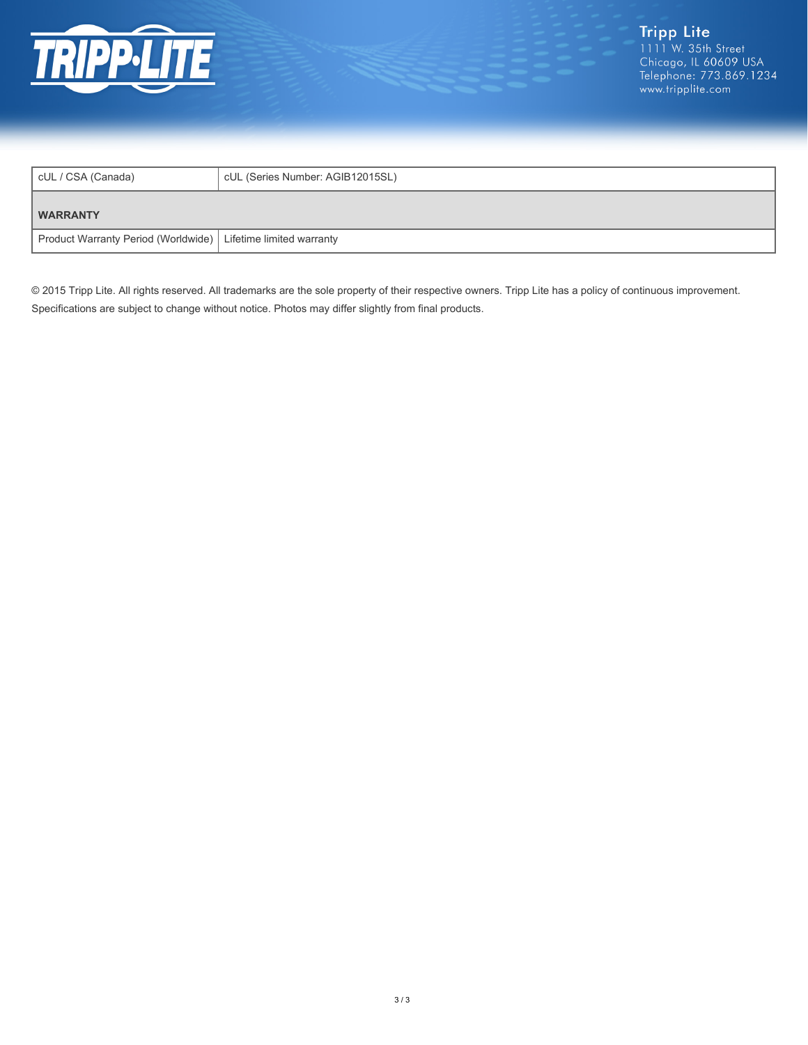| | |
|---|---|
| cUL / CSA (Canada) | cUL (Series Number: AGIB12015SL) |
| **WARRANTY** | |
| Product Warranty Period (Worldwide) | Lifetime limited warranty |

© 2015 Tripp Lite. All rights reserved. All trademarks are the sole property of their respective owners. Tripp Lite has a policy of continuous improvement. Specifications are subject to change without notice. Photos may differ slightly from final products.